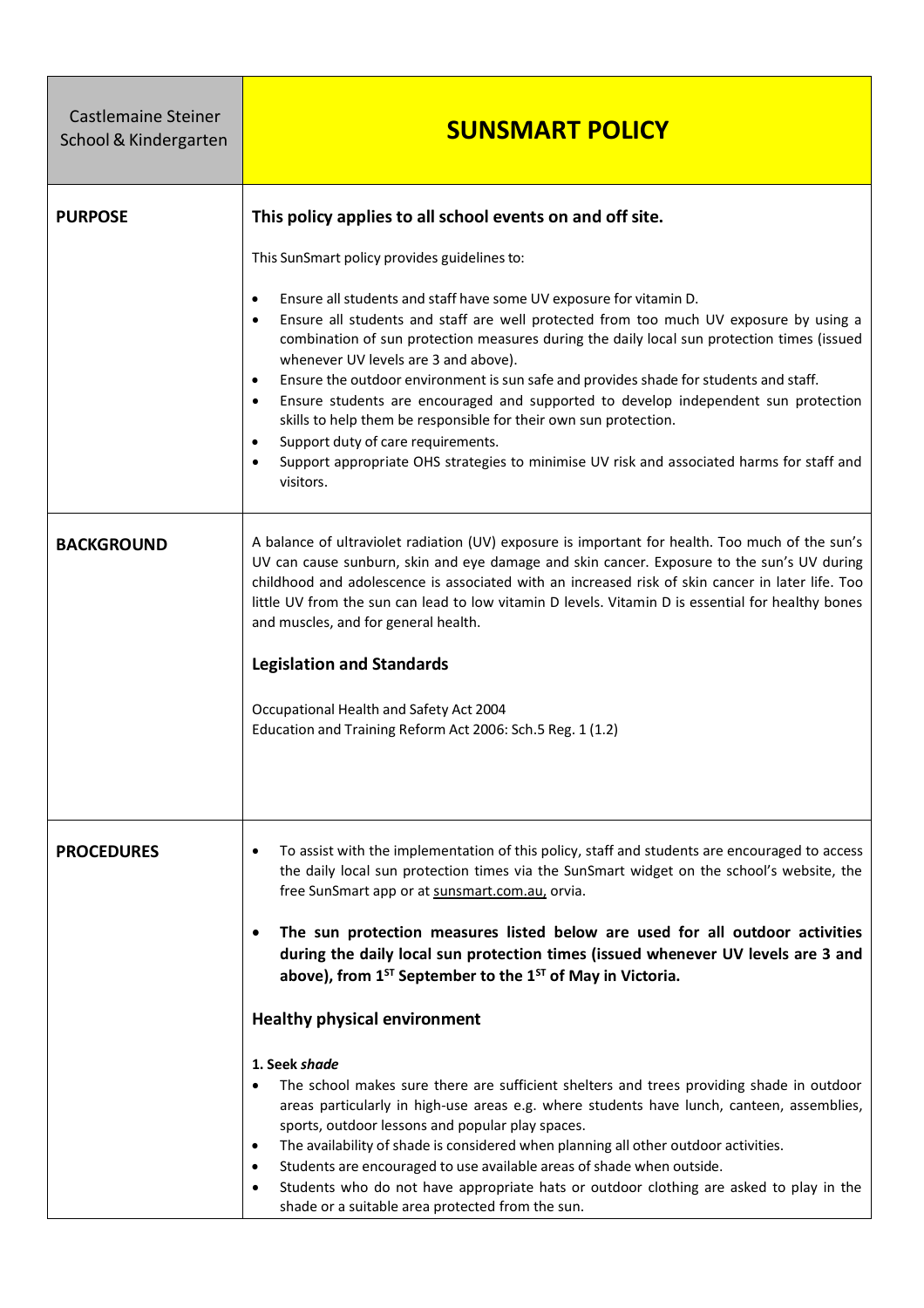| Castlemaine Steiner School & Kindergarten | **SUNSMART POLICY** |
|---|---|
| **PURPOSE** | **This policy applies to all school events on and off site.**<br><br>This SunSmart policy provides guidelines to:<br><br>• Ensure all students and staff have some UV exposure for vitamin D.<br>• Ensure all students and staff are well protected from too much UV exposure by using a combination of sun protection measures during the daily local sun protection times (issued whenever UV levels are 3 and above).<br>• Ensure the outdoor environment is sun safe and provides shade for students and staff.<br>• Ensure students are encouraged and supported to develop independent sun protection skills to help them be responsible for their own sun protection.<br>• Support duty of care requirements.<br>• Support appropriate OHS strategies to minimise UV risk and associated harms for staff and visitors. |
| **BACKGROUND** | A balance of ultraviolet radiation (UV) exposure is important for health. Too much of the sun's UV can cause sunburn, skin and eye damage and skin cancer. Exposure to the sun's UV during childhood and adolescence is associated with an increased risk of skin cancer in later life. Too little UV from the sun can lead to low vitamin D levels. Vitamin D is essential for healthy bones and muscles, and for general health.<br><br>**Legislation and Standards**<br><br>Occupational Health and Safety Act 2004<br>Education and Training Reform Act 2006: Sch.5 Reg. 1 (1.2) |
| **PROCEDURES** | • To assist with the implementation of this policy, staff and students are encouraged to access the daily local sun protection times via the SunSmart widget on the school's website, the free SunSmart app or at sunsmart.com.au, orvia.<br><br>• **The sun protection measures listed below are used for all outdoor activities during the daily local sun protection times (issued whenever UV levels are 3 and above), from 1ST September to the 1ST of May in Victoria.**<br><br>**Healthy physical environment**<br><br>**1. Seek *shade***<br>• The school makes sure there are sufficient shelters and trees providing shade in outdoor areas particularly in high-use areas e.g. where students have lunch, canteen, assemblies, sports, outdoor lessons and popular play spaces.<br>• The availability of shade is considered when planning all other outdoor activities.<br>• Students are encouraged to use available areas of shade when outside.<br>• Students who do not have appropriate hats or outdoor clothing are asked to play in the shade or a suitable area protected from the sun. |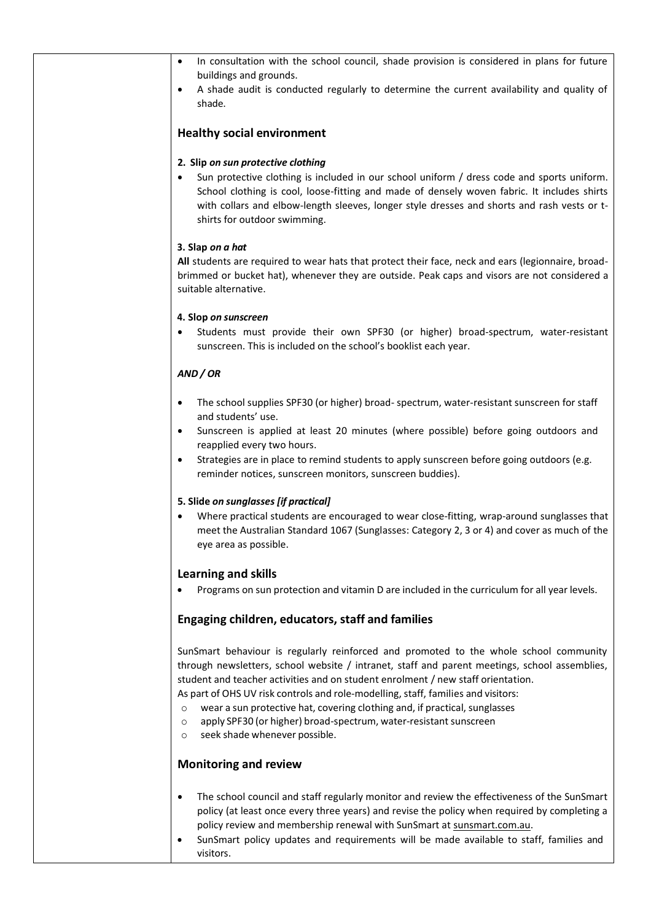- In consultation with the school council, shade provision is considered in plans for future buildings and grounds.
- A shade audit is conducted regularly to determine the current availability and quality of shade.

## Healthy social environment

**2. Slip** ***on sun protective clothing***

- Sun protective clothing is included in our school uniform / dress code and sports uniform. School clothing is cool, loose-fitting and made of densely woven fabric. It includes shirts with collars and elbow-length sleeves, longer style dresses and shorts and rash vests or t-shirts for outdoor swimming.

**3. Slap** ***on a hat***

**All** students are required to wear hats that protect their face, neck and ears (legionnaire, broad-brimmed or bucket hat), whenever they are outside. Peak caps and visors are not considered a suitable alternative.

**4. Slop** ***on sunscreen***

- Students must provide their own SPF30 (or higher) broad-spectrum, water-resistant sunscreen. This is included on the school's booklist each year.

***AND / OR***

- The school supplies SPF30 (or higher) broad- spectrum, water-resistant sunscreen for staff and students' use.
- Sunscreen is applied at least 20 minutes (where possible) before going outdoors and reapplied every two hours.
- Strategies are in place to remind students to apply sunscreen before going outdoors (e.g. reminder notices, sunscreen monitors, sunscreen buddies).

**5. Slide** ***on sunglasses [if practical]***

- Where practical students are encouraged to wear close-fitting, wrap-around sunglasses that meet the Australian Standard 1067 (Sunglasses: Category 2, 3 or 4) and cover as much of the eye area as possible.

## Learning and skills

- Programs on sun protection and vitamin D are included in the curriculum for all year levels.

## Engaging children, educators, staff and families

SunSmart behaviour is regularly reinforced and promoted to the whole school community through newsletters, school website / intranet, staff and parent meetings, school assemblies, student and teacher activities and on student enrolment / new staff orientation.
As part of OHS UV risk controls and role-modelling, staff, families and visitors:

- wear a sun protective hat, covering clothing and, if practical, sunglasses
- apply SPF30 (or higher) broad-spectrum, water-resistant sunscreen
- seek shade whenever possible.

## Monitoring and review

- The school council and staff regularly monitor and review the effectiveness of the SunSmart policy (at least once every three years) and revise the policy when required by completing a policy review and membership renewal with SunSmart at sunsmart.com.au.
- SunSmart policy updates and requirements will be made available to staff, families and visitors.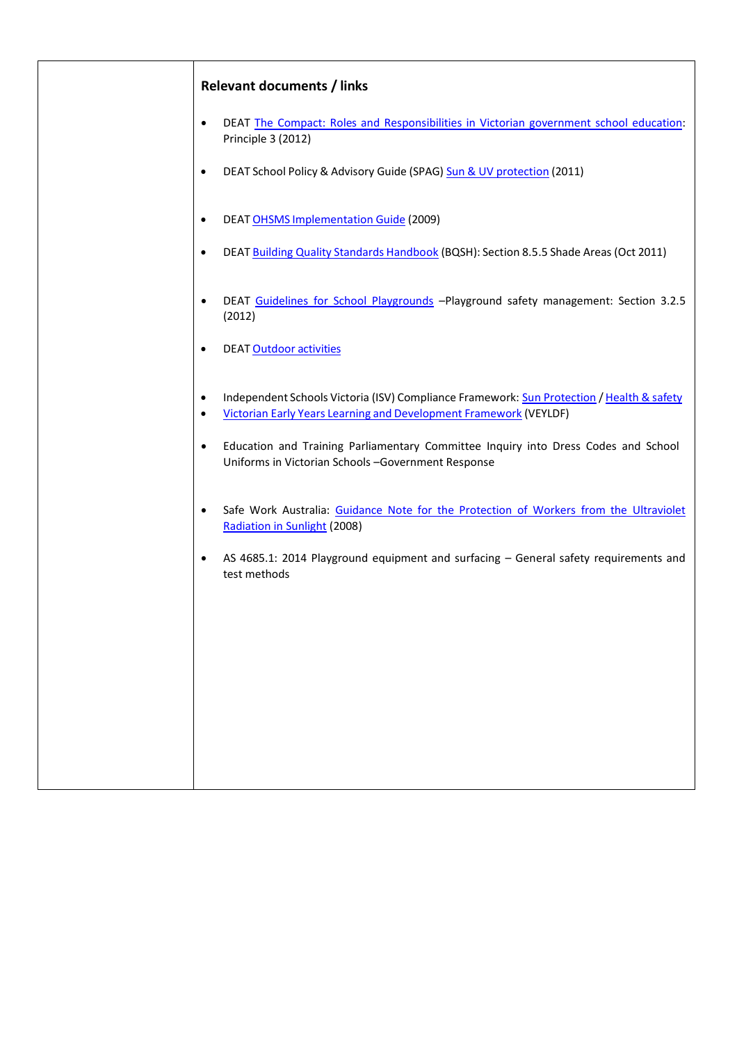## Relevant documents / links

- DEAT The Compact: Roles and Responsibilities in Victorian government school education: Principle 3 (2012)
- DEAT School Policy & Advisory Guide (SPAG) Sun & UV protection (2011)
- DEAT OHSMS Implementation Guide (2009)
- DEAT Building Quality Standards Handbook (BQSH): Section 8.5.5 Shade Areas (Oct 2011)
- DEAT Guidelines for School Playgrounds –Playground safety management: Section 3.2.5 (2012)
- DEAT Outdoor activities
- Independent Schools Victoria (ISV) Compliance Framework: Sun Protection / Health & safety
- Victorian Early Years Learning and Development Framework (VEYLDF)
- Education and Training Parliamentary Committee Inquiry into Dress Codes and School Uniforms in Victorian Schools –Government Response
- Safe Work Australia: Guidance Note for the Protection of Workers from the Ultraviolet Radiation in Sunlight (2008)
- AS 4685.1: 2014 Playground equipment and surfacing – General safety requirements and test methods